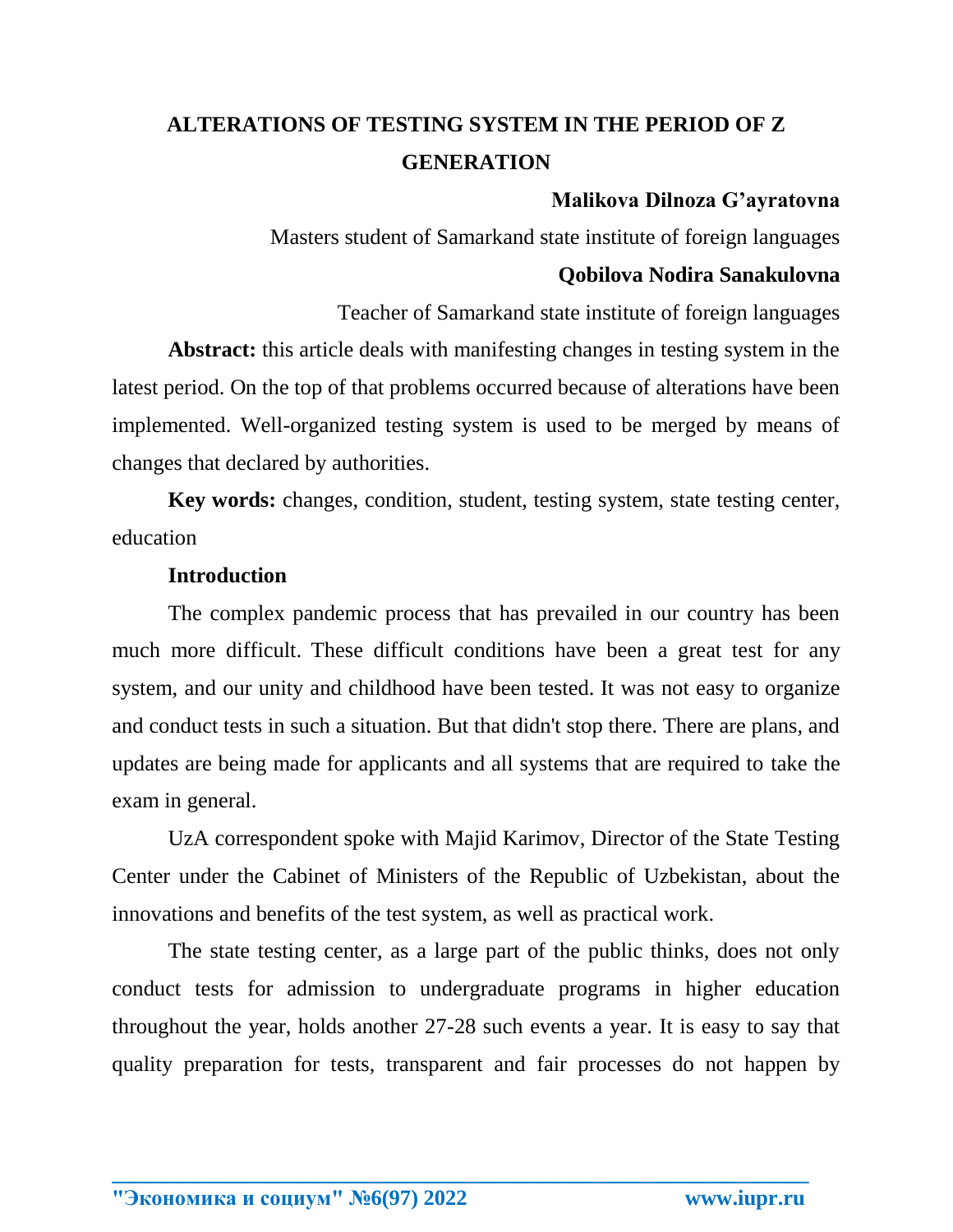# ALTERATIONS OF TESTING SYSTEM IN THE PERIOD OF Z GENERATION

**Malikova Dilnoza G'ayratovna**

Masters student of Samarkand state institute of foreign languages

**Qobilova Nodira Sanakulovna**

Teacher of Samarkand state institute of foreign languages

**Abstract:** this article deals with manifesting changes in testing system in the latest period. On the top of that problems occurred because of alterations have been implemented. Well-organized testing system is used to be merged by means of changes that declared by authorities.

**Key words:** changes, condition, student, testing system, state testing center, education

## Introduction

The complex pandemic process that has prevailed in our country has been much more difficult. These difficult conditions have been a great test for any system, and our unity and childhood have been tested. It was not easy to organize and conduct tests in such a situation. But that didn't stop there. There are plans, and updates are being made for applicants and all systems that are required to take the exam in general.

UzA correspondent spoke with Majid Karimov, Director of the State Testing Center under the Cabinet of Ministers of the Republic of Uzbekistan, about the innovations and benefits of the test system, as well as practical work.

The state testing center, as a large part of the public thinks, does not only conduct tests for admission to undergraduate programs in higher education throughout the year, holds another 27-28 such events a year. It is easy to say that quality preparation for tests, transparent and fair processes do not happen by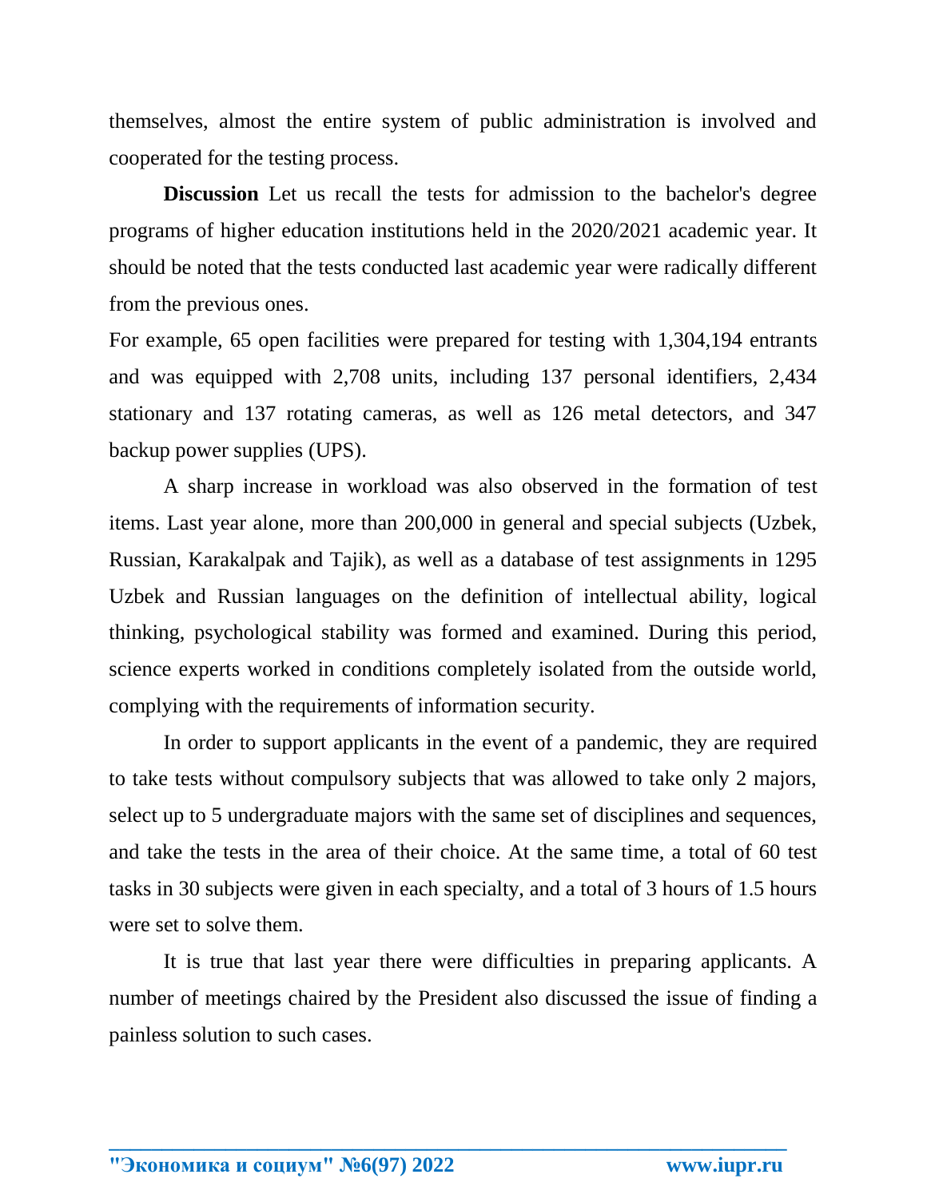themselves, almost the entire system of public administration is involved and cooperated for the testing process.

**Discussion** Let us recall the tests for admission to the bachelor's degree programs of higher education institutions held in the 2020/2021 academic year. It should be noted that the tests conducted last academic year were radically different from the previous ones.

For example, 65 open facilities were prepared for testing with 1,304,194 entrants and was equipped with 2,708 units, including 137 personal identifiers, 2,434 stationary and 137 rotating cameras, as well as 126 metal detectors, and 347 backup power supplies (UPS).

A sharp increase in workload was also observed in the formation of test items. Last year alone, more than 200,000 in general and special subjects (Uzbek, Russian, Karakalpak and Tajik), as well as a database of test assignments in 1295 Uzbek and Russian languages on the definition of intellectual ability, logical thinking, psychological stability was formed and examined. During this period, science experts worked in conditions completely isolated from the outside world, complying with the requirements of information security.

In order to support applicants in the event of a pandemic, they are required to take tests without compulsory subjects that was allowed to take only 2 majors, select up to 5 undergraduate majors with the same set of disciplines and sequences, and take the tests in the area of their choice. At the same time, a total of 60 test tasks in 30 subjects were given in each specialty, and a total of 3 hours of 1.5 hours were set to solve them.

It is true that last year there were difficulties in preparing applicants. A number of meetings chaired by the President also discussed the issue of finding a painless solution to such cases.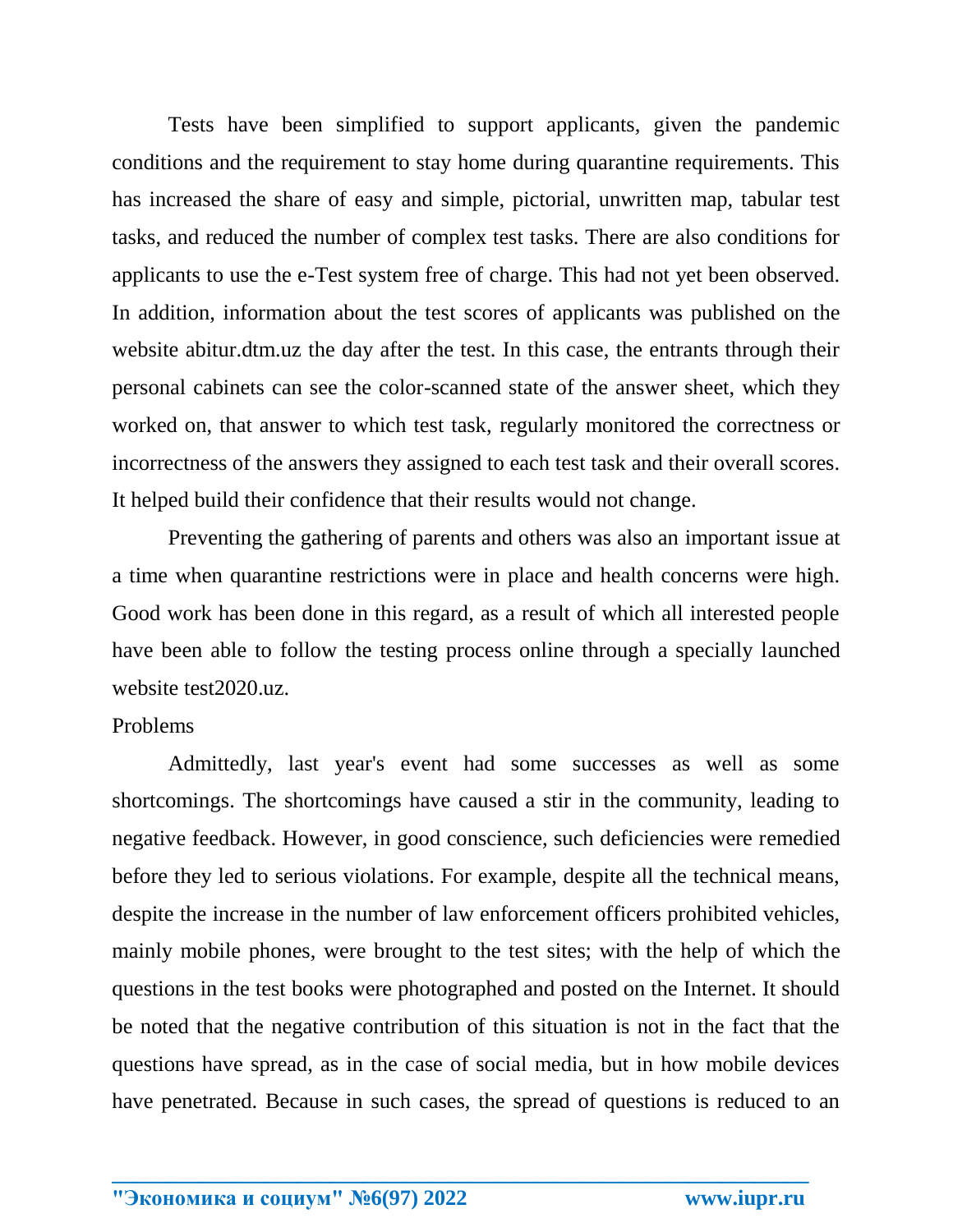Tests have been simplified to support applicants, given the pandemic conditions and the requirement to stay home during quarantine requirements. This has increased the share of easy and simple, pictorial, unwritten map, tabular test tasks, and reduced the number of complex test tasks. There are also conditions for applicants to use the e-Test system free of charge. This had not yet been observed. In addition, information about the test scores of applicants was published on the website abitur.dtm.uz the day after the test. In this case, the entrants through their personal cabinets can see the color-scanned state of the answer sheet, which they worked on, that answer to which test task, regularly monitored the correctness or incorrectness of the answers they assigned to each test task and their overall scores. It helped build their confidence that their results would not change.

Preventing the gathering of parents and others was also an important issue at a time when quarantine restrictions were in place and health concerns were high. Good work has been done in this regard, as a result of which all interested people have been able to follow the testing process online through a specially launched website test2020.uz.

Problems

Admittedly, last year's event had some successes as well as some shortcomings. The shortcomings have caused a stir in the community, leading to negative feedback. However, in good conscience, such deficiencies were remedied before they led to serious violations. For example, despite all the technical means, despite the increase in the number of law enforcement officers prohibited vehicles, mainly mobile phones, were brought to the test sites; with the help of which the questions in the test books were photographed and posted on the Internet. It should be noted that the negative contribution of this situation is not in the fact that the questions have spread, as in the case of social media, but in how mobile devices have penetrated. Because in such cases, the spread of questions is reduced to an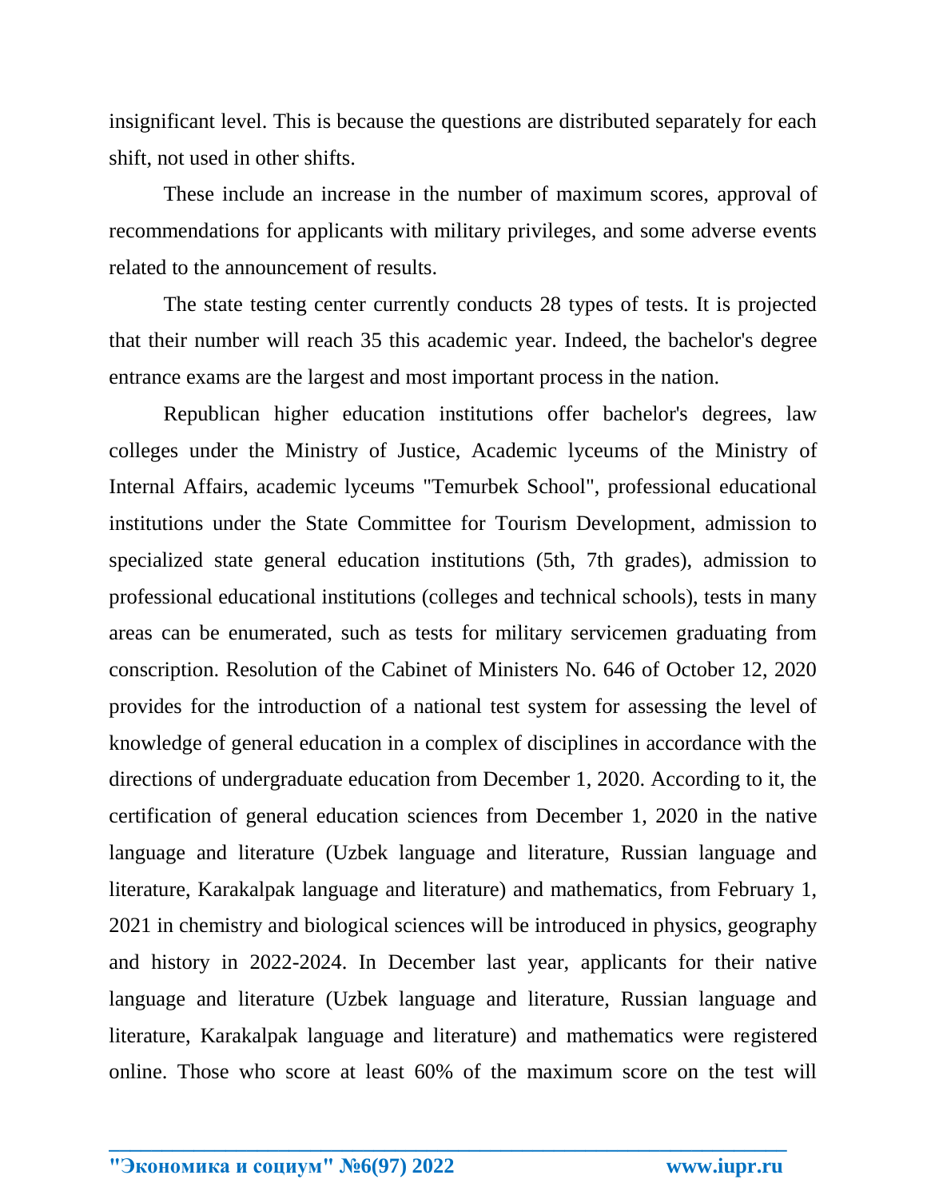insignificant level. This is because the questions are distributed separately for each shift, not used in other shifts.

These include an increase in the number of maximum scores, approval of recommendations for applicants with military privileges, and some adverse events related to the announcement of results.

The state testing center currently conducts 28 types of tests. It is projected that their number will reach 35 this academic year. Indeed, the bachelor's degree entrance exams are the largest and most important process in the nation.

Republican higher education institutions offer bachelor's degrees, law colleges under the Ministry of Justice, Academic lyceums of the Ministry of Internal Affairs, academic lyceums "Temurbek School", professional educational institutions under the State Committee for Tourism Development, admission to specialized state general education institutions (5th, 7th grades), admission to professional educational institutions (colleges and technical schools), tests in many areas can be enumerated, such as tests for military servicemen graduating from conscription. Resolution of the Cabinet of Ministers No. 646 of October 12, 2020 provides for the introduction of a national test system for assessing the level of knowledge of general education in a complex of disciplines in accordance with the directions of undergraduate education from December 1, 2020. According to it, the certification of general education sciences from December 1, 2020 in the native language and literature (Uzbek language and literature, Russian language and literature, Karakalpak language and literature) and mathematics, from February 1, 2021 in chemistry and biological sciences will be introduced in physics, geography and history in 2022-2024. In December last year, applicants for their native language and literature (Uzbek language and literature, Russian language and literature, Karakalpak language and literature) and mathematics were registered online. Those who score at least 60% of the maximum score on the test will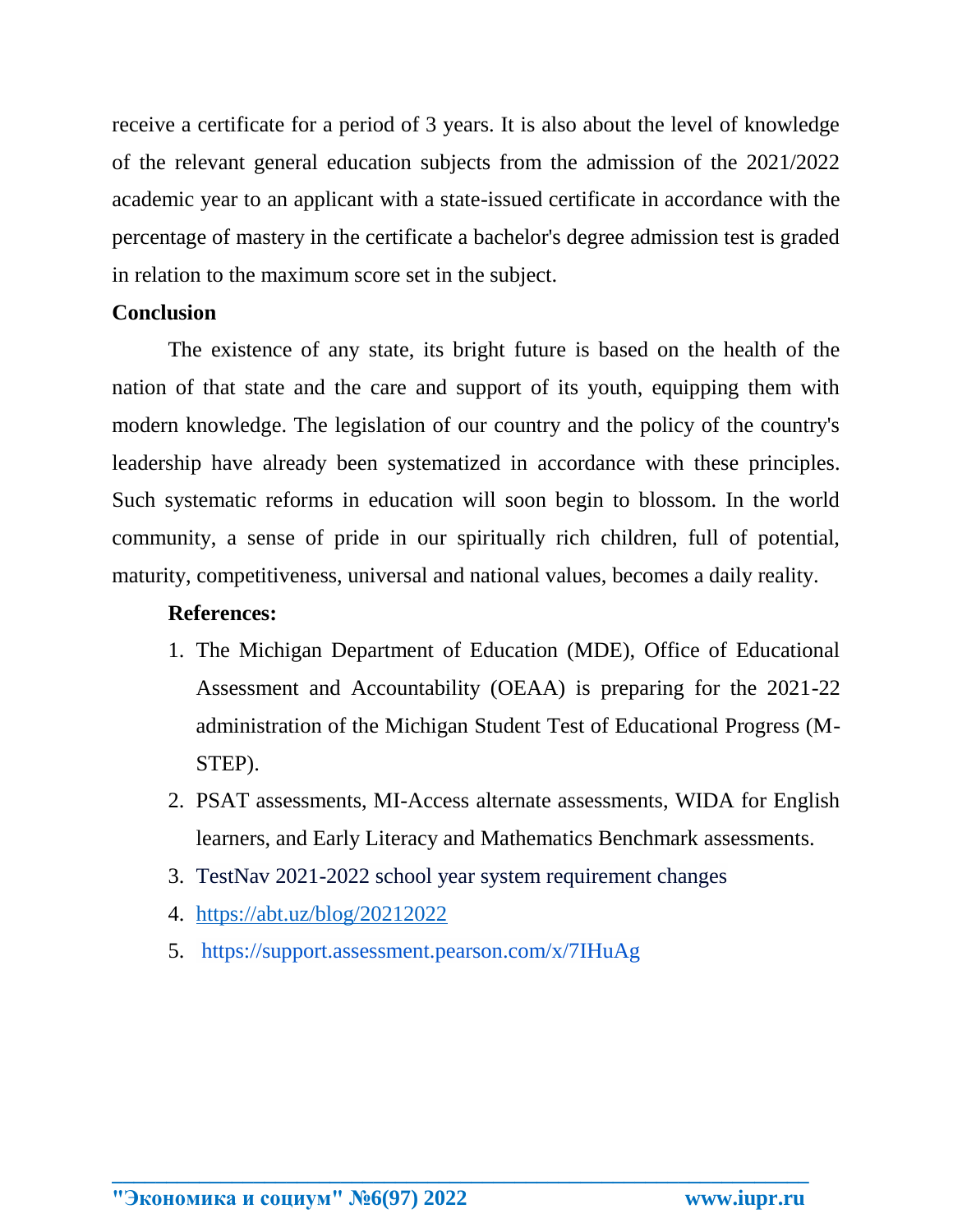receive a certificate for a period of 3 years. It is also about the level of knowledge of the relevant general education subjects from the admission of the 2021/2022 academic year to an applicant with a state-issued certificate in accordance with the percentage of mastery in the certificate a bachelor's degree admission test is graded in relation to the maximum score set in the subject.

## Conclusion

The existence of any state, its bright future is based on the health of the nation of that state and the care and support of its youth, equipping them with modern knowledge. The legislation of our country and the policy of the country's leadership have already been systematized in accordance with these principles. Such systematic reforms in education will soon begin to blossom. In the world community, a sense of pride in our spiritually rich children, full of potential, maturity, competitiveness, universal and national values, becomes a daily reality.

## References:

1. The Michigan Department of Education (MDE), Office of Educational Assessment and Accountability (OEAA) is preparing for the 2021-22 administration of the Michigan Student Test of Educational Progress (M-STEP).
2. PSAT assessments, MI-Access alternate assessments, WIDA for English learners, and Early Literacy and Mathematics Benchmark assessments.
3. TestNav 2021-2022 school year system requirement changes
4. https://abt.uz/blog/20212022
5. https://support.assessment.pearson.com/x/7IHuAg